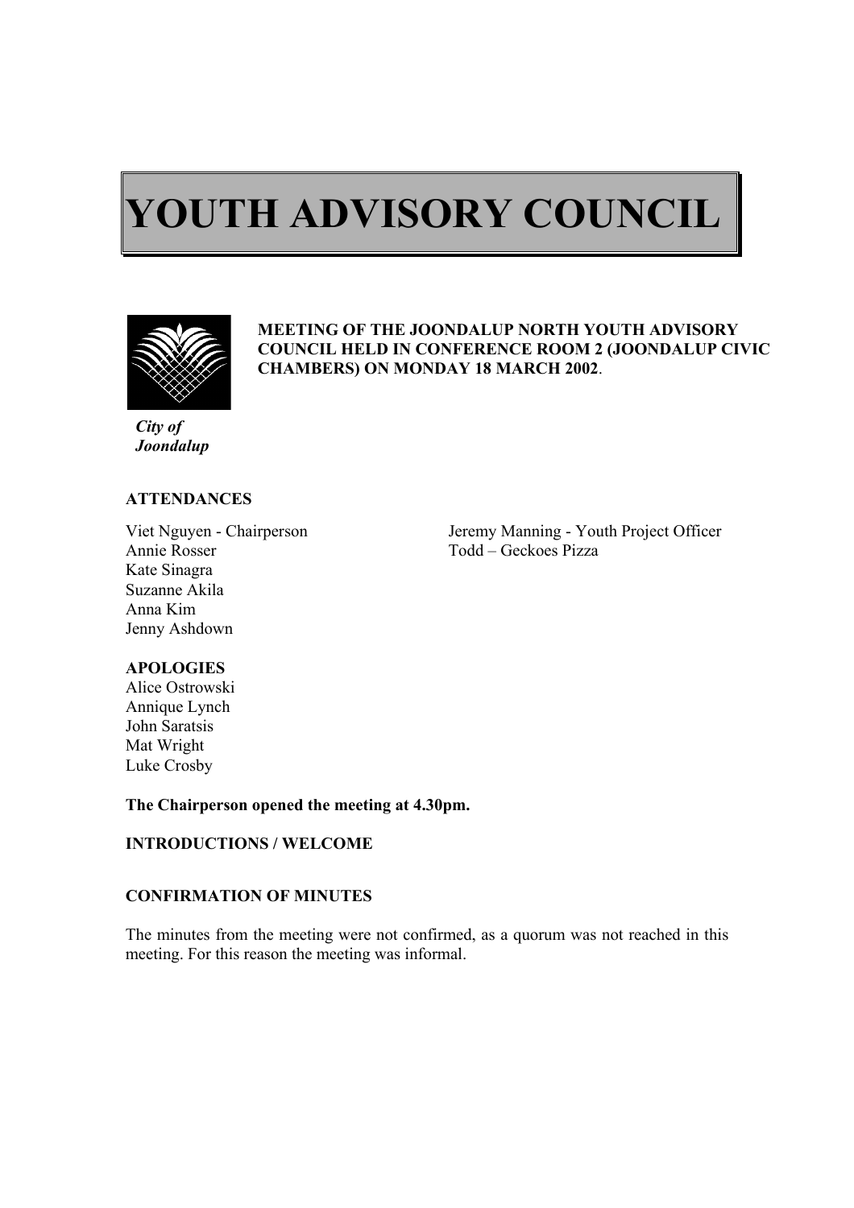# YOUTH ADVISORY COUNCIL

**MEETING OF THE JOONDALUP NORTH YOUTH ADVISORY COUNCIL HELD IN CONFERENCE ROOM 2 (JOONDALUP CIVIC CHAMBERS) ON MONDAY 18 MARCH 2002**.

***City of Joondalup***

**ATTENDANCES**

Viet Nguyen - Chairperson
Annie Rosser
Kate Sinagra
Suzanne Akila
Anna Kim
Jenny Ashdown

Jeremy Manning - Youth Project Officer
Todd – Geckoes Pizza

**APOLOGIES**

Alice Ostrowski
Annique Lynch
John Saratsis
Mat Wright
Luke Crosby

**The Chairperson opened the meeting at 4.30pm.**

**INTRODUCTIONS / WELCOME**

**CONFIRMATION OF MINUTES**

The minutes from the meeting were not confirmed, as a quorum was not reached in this meeting. For this reason the meeting was informal.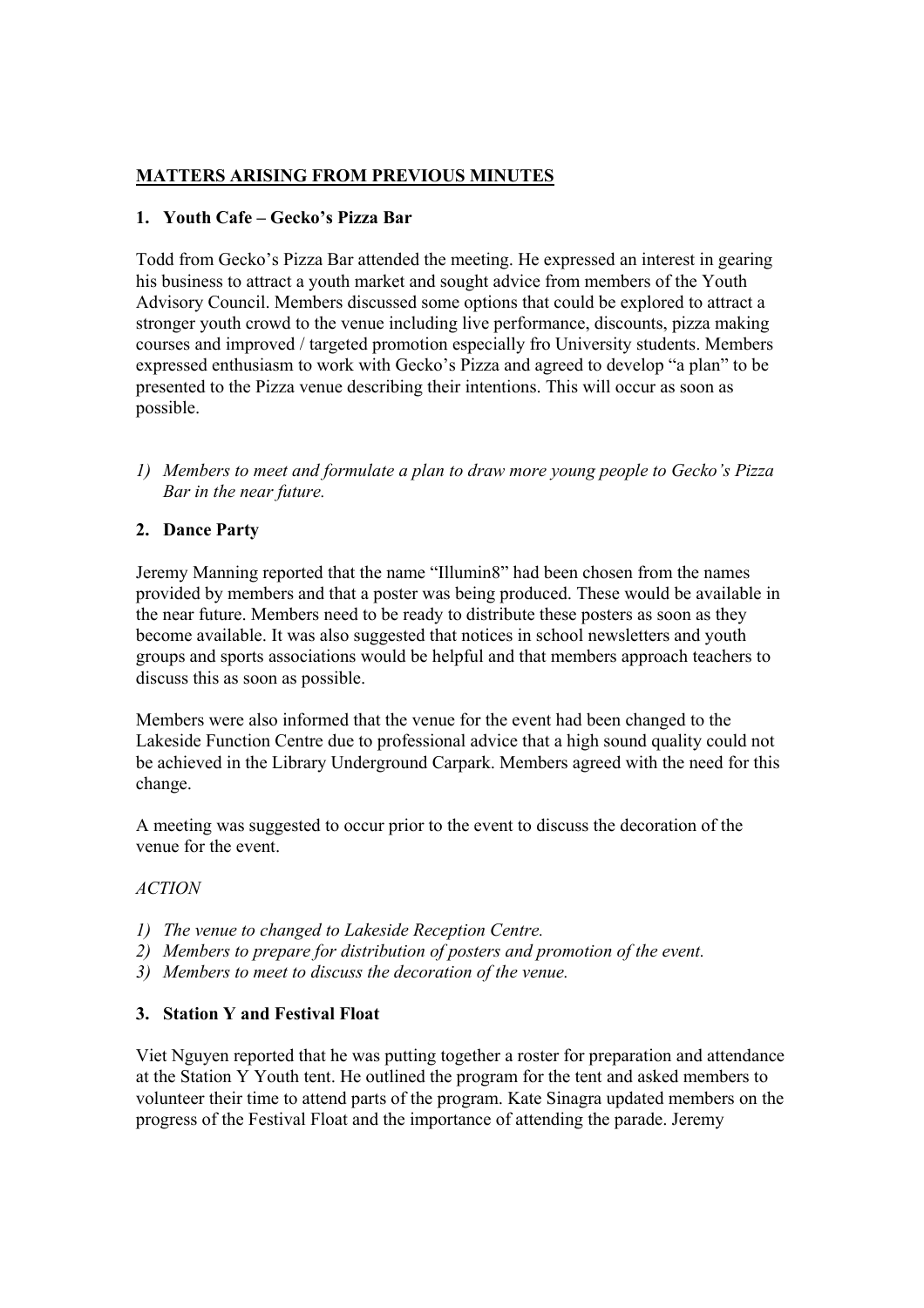## MATTERS ARISING FROM PREVIOUS MINUTES

### 1. Youth Cafe – Gecko's Pizza Bar

Todd from Gecko's Pizza Bar attended the meeting. He expressed an interest in gearing his business to attract a youth market and sought advice from members of the Youth Advisory Council. Members discussed some options that could be explored to attract a stronger youth crowd to the venue including live performance, discounts, pizza making courses and improved / targeted promotion especially fro University students. Members expressed enthusiasm to work with Gecko's Pizza and agreed to develop "a plan" to be presented to the Pizza venue describing their intentions. This will occur as soon as possible.

1) *Members to meet and formulate a plan to draw more young people to Gecko's Pizza Bar in the near future.*

### 2. Dance Party

Jeremy Manning reported that the name "Illumin8" had been chosen from the names provided by members and that a poster was being produced. These would be available in the near future. Members need to be ready to distribute these posters as soon as they become available. It was also suggested that notices in school newsletters and youth groups and sports associations would be helpful and that members approach teachers to discuss this as soon as possible.

Members were also informed that the venue for the event had been changed to the Lakeside Function Centre due to professional advice that a high sound quality could not be achieved in the Library Underground Carpark. Members agreed with the need for this change.

A meeting was suggested to occur prior to the event to discuss the decoration of the venue for the event.

*ACTION*

1) *The venue to changed to Lakeside Reception Centre.*
2) *Members to prepare for distribution of posters and promotion of the event.*
3) *Members to meet to discuss the decoration of the venue.*

### 3. Station Y and Festival Float

Viet Nguyen reported that he was putting together a roster for preparation and attendance at the Station Y Youth tent. He outlined the program for the tent and asked members to volunteer their time to attend parts of the program. Kate Sinagra updated members on the progress of the Festival Float and the importance of attending the parade. Jeremy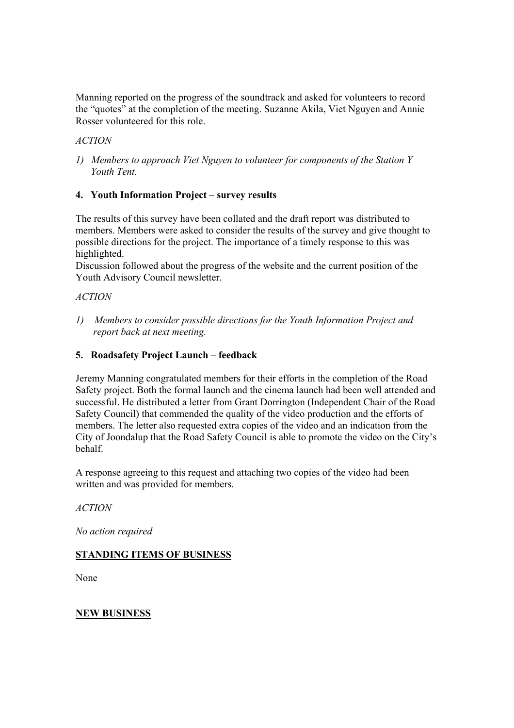Manning reported on the progress of the soundtrack and asked for volunteers to record the "quotes" at the completion of the meeting. Suzanne Akila, Viet Nguyen and Annie Rosser volunteered for this role.

*ACTION*

1) *Members to approach Viet Nguyen to volunteer for components of the Station Y Youth Tent.*

### 4. Youth Information Project – survey results

The results of this survey have been collated and the draft report was distributed to members. Members were asked to consider the results of the survey and give thought to possible directions for the project. The importance of a timely response to this was highlighted.
Discussion followed about the progress of the website and the current position of the Youth Advisory Council newsletter.

*ACTION*

1) *Members to consider possible directions for the Youth Information Project and report back at next meeting.*

### 5. Roadsafety Project Launch – feedback

Jeremy Manning congratulated members for their efforts in the completion of the Road Safety project. Both the formal launch and the cinema launch had been well attended and successful. He distributed a letter from Grant Dorrington (Independent Chair of the Road Safety Council) that commended the quality of the video production and the efforts of members. The letter also requested extra copies of the video and an indication from the City of Joondalup that the Road Safety Council is able to promote the video on the City's behalf.

A response agreeing to this request and attaching two copies of the video had been written and was provided for members.

*ACTION*

*No action required*

## STANDING ITEMS OF BUSINESS

None

## NEW BUSINESS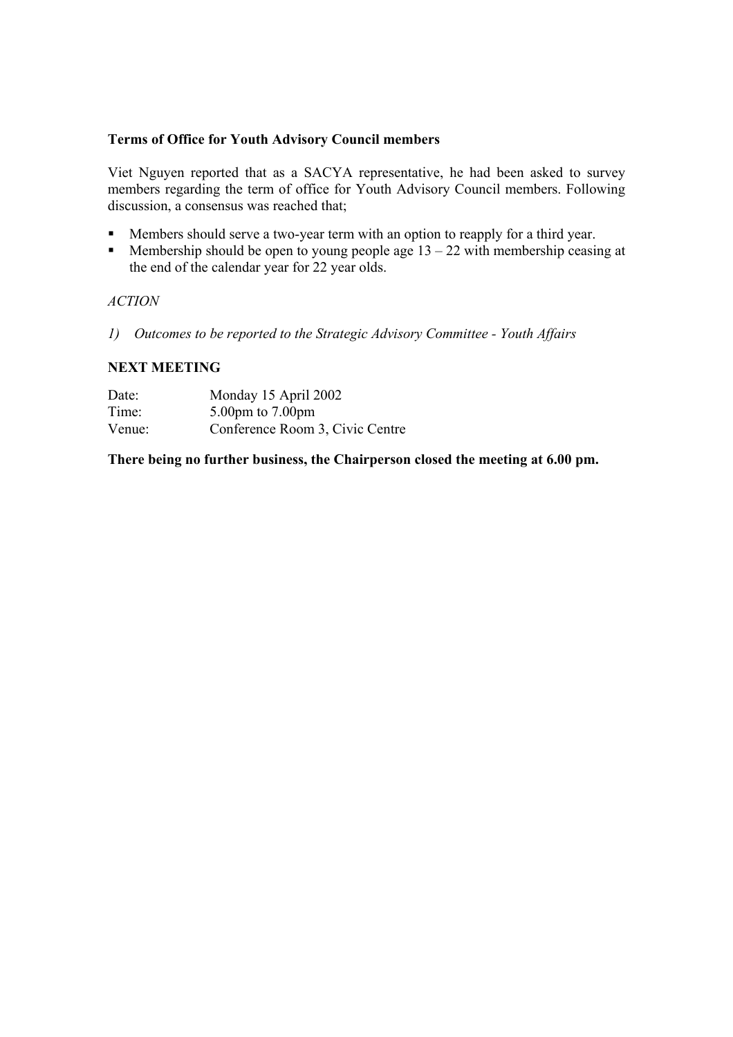**Terms of Office for Youth Advisory Council members**

Viet Nguyen reported that as a SACYA representative, he had been asked to survey members regarding the term of office for Youth Advisory Council members. Following discussion, a consensus was reached that;

- Members should serve a two-year term with an option to reapply for a third year.
- Membership should be open to young people age 13 – 22 with membership ceasing at the end of the calendar year for 22 year olds.

*ACTION*

1) *Outcomes to be reported to the Strategic Advisory Committee - Youth Affairs*

**NEXT MEETING**

| | |
|---|---|
| Date: | Monday 15 April 2002 |
| Time: | 5.00pm to 7.00pm |
| Venue: | Conference Room 3, Civic Centre |

**There being no further business, the Chairperson closed the meeting at 6.00 pm.**